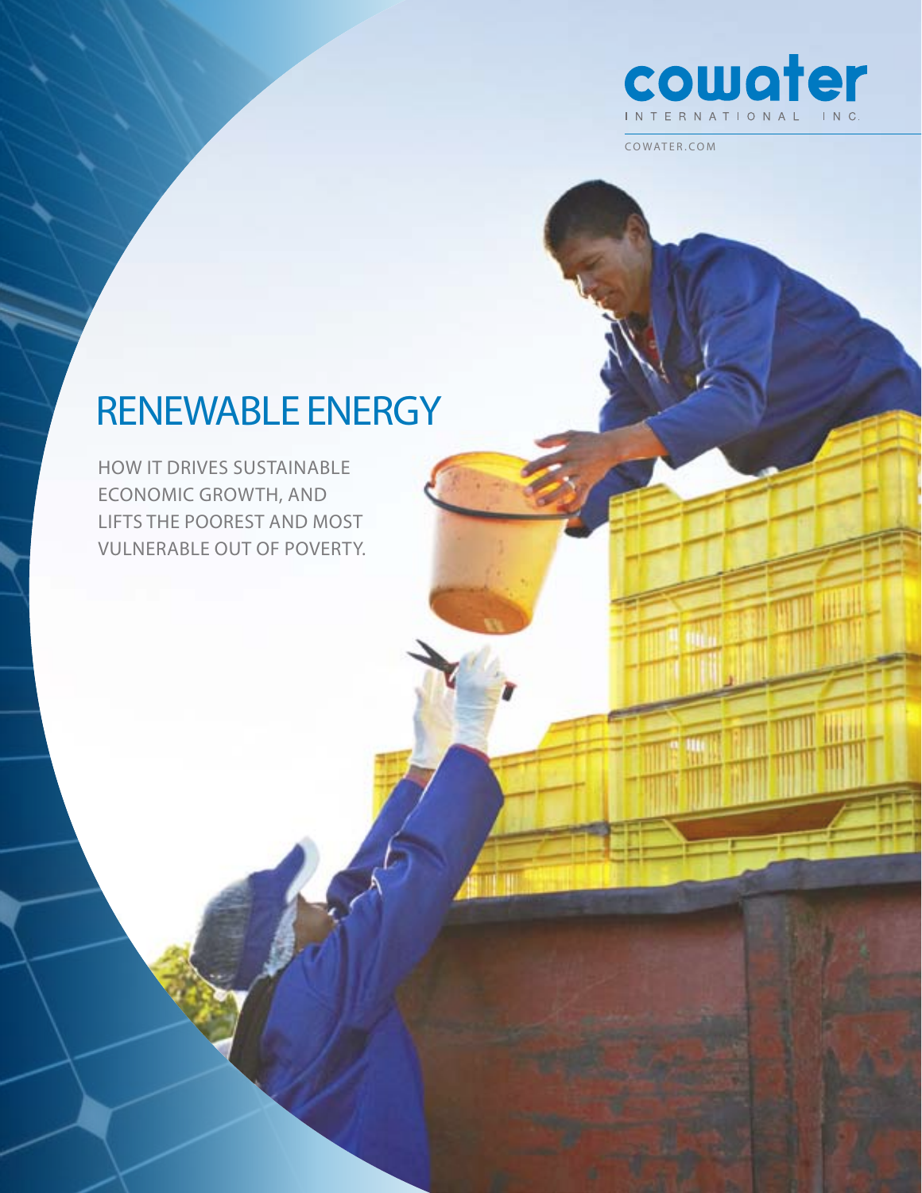cowater

INTERNATIONAL INC.

COWATER.COM

# RENEWABLE ENERGY

HOW IT DRIVES SUSTAINABLE ECONOMIC GROWTH, AND LIFTS THE POOREST AND MOST VULNERABLE OUT OF POVERTY.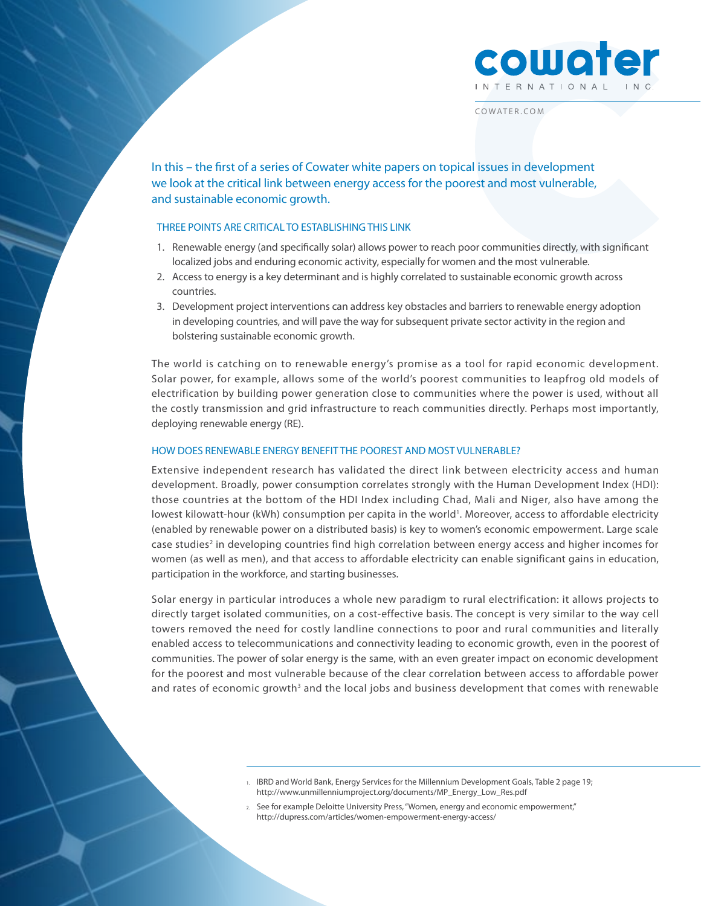In this – the first of a series of Cowater white papers on topical issues in development we look at the critical link between energy access for the poorest and most vulnerable, and sustainable economic growth.

## THREE POINTS ARE CRITICAL TO ESTABLISHING THIS LINK

1. Renewable energy (and specifically solar) allows power to reach poor communities directly, with significant localized jobs and enduring economic activity, especially for women and the most vulnerable.
2. Access to energy is a key determinant and is highly correlated to sustainable economic growth across countries.
3. Development project interventions can address key obstacles and barriers to renewable energy adoption in developing countries, and will pave the way for subsequent private sector activity in the region and bolstering sustainable economic growth.

The world is catching on to renewable energy's promise as a tool for rapid economic development. Solar power, for example, allows some of the world's poorest communities to leapfrog old models of electrification by building power generation close to communities where the power is used, without all the costly transmission and grid infrastructure to reach communities directly. Perhaps most importantly, deploying renewable energy (RE).

## HOW DOES RENEWABLE ENERGY BENEFIT THE POOREST AND MOST VULNERABLE?

Extensive independent research has validated the direct link between electricity access and human development. Broadly, power consumption correlates strongly with the Human Development Index (HDI): those countries at the bottom of the HDI Index including Chad, Mali and Niger, also have among the lowest kilowatt-hour (kWh) consumption per capita in the world[1]. Moreover, access to affordable electricity (enabled by renewable power on a distributed basis) is key to women's economic empowerment. Large scale case studies[2] in developing countries find high correlation between energy access and higher incomes for women (as well as men), and that access to affordable electricity can enable significant gains in education, participation in the workforce, and starting businesses.

Solar energy in particular introduces a whole new paradigm to rural electrification: it allows projects to directly target isolated communities, on a cost-effective basis. The concept is very similar to the way cell towers removed the need for costly landline connections to poor and rural communities and literally enabled access to telecommunications and connectivity leading to economic growth, even in the poorest of communities. The power of solar energy is the same, with an even greater impact on economic development for the poorest and most vulnerable because of the clear correlation between access to affordable power and rates of economic growth[3] and the local jobs and business development that comes with renewable

---

1. IBRD and World Bank, Energy Services for the Millennium Development Goals, Table 2 page 19; http://www.unmillenniumproject.org/documents/MP_Energy_Low_Res.pdf
2. See for example Deloitte University Press, "Women, energy and economic empowerment," http://dupress.com/articles/women-empowerment-energy-access/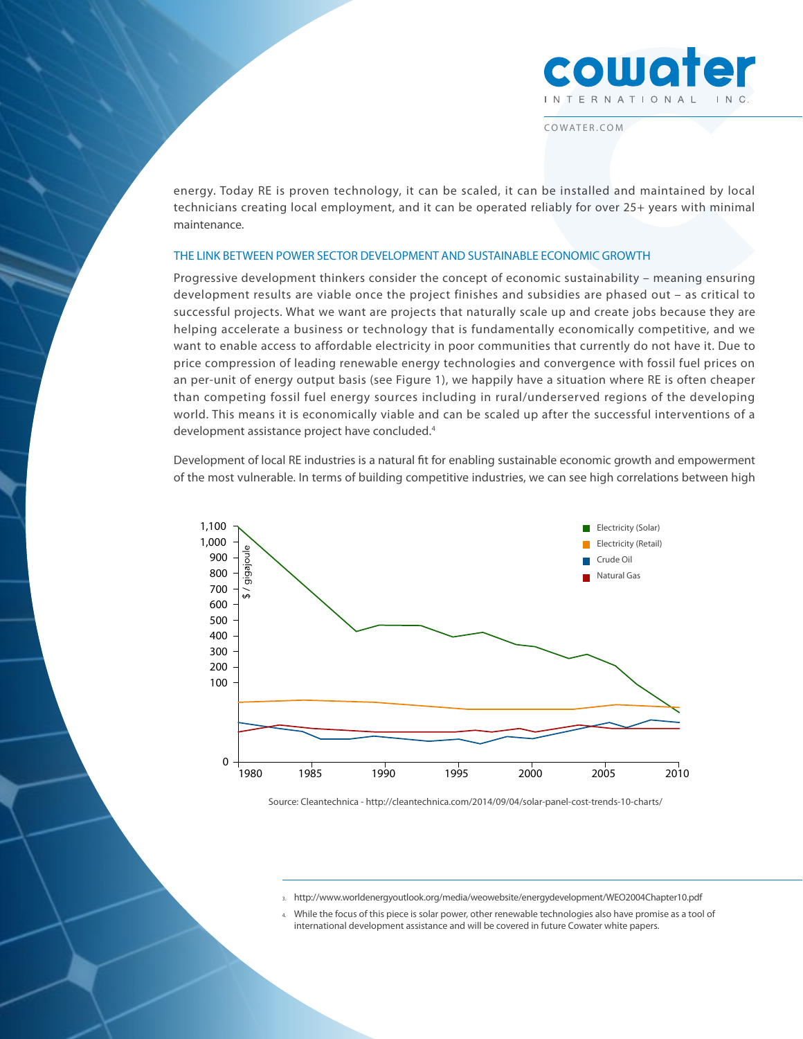energy. Today RE is proven technology, it can be scaled, it can be installed and maintained by local technicians creating local employment, and it can be operated reliably for over 25+ years with minimal maintenance.

## THE LINK BETWEEN POWER SECTOR DEVELOPMENT AND SUSTAINABLE ECONOMIC GROWTH

Progressive development thinkers consider the concept of economic sustainability – meaning ensuring development results are viable once the project finishes and subsidies are phased out – as critical to successful projects. What we want are projects that naturally scale up and create jobs because they are helping accelerate a business or technology that is fundamentally economically competitive, and we want to enable access to affordable electricity in poor communities that currently do not have it. Due to price compression of leading renewable energy technologies and convergence with fossil fuel prices on an per-unit of energy output basis (see Figure 1), we happily have a situation where RE is often cheaper than competing fossil fuel energy sources including in rural/underserved regions of the developing world. This means it is economically viable and can be scaled up after the successful interventions of a development assistance project have concluded.[4]

Development of local RE industries is a natural fit for enabling sustainable economic growth and empowerment of the most vulnerable. In terms of building competitive industries, we can see high correlations between high

Source: Cleantechnica - http://cleantechnica.com/2014/09/04/solar-panel-cost-trends-10-charts/

---

3. http://www.worldenergyoutlook.org/media/weowebsite/energydevelopment/WEO2004Chapter10.pdf

4. While the focus of this piece is solar power, other renewable technologies also have promise as a tool of international development assistance and will be covered in future Cowater white papers.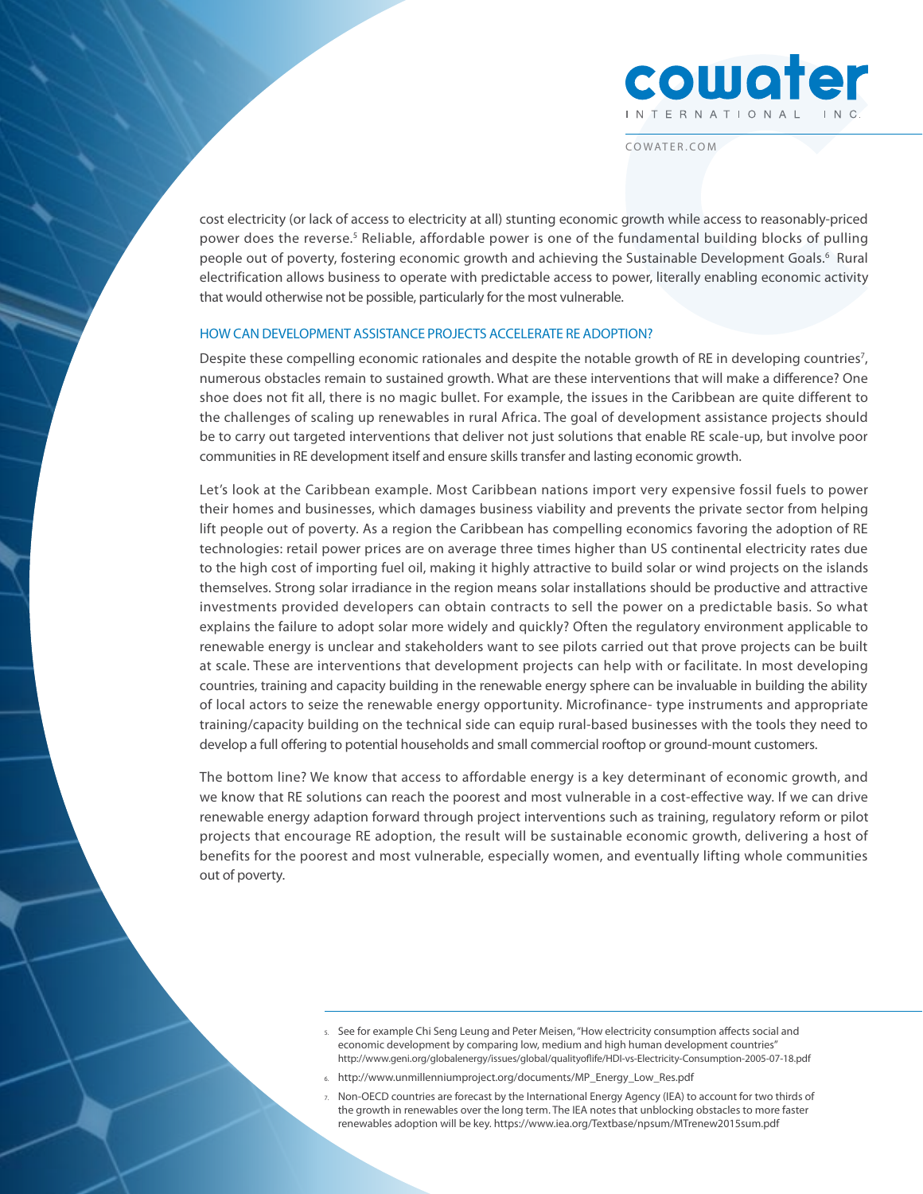cost electricity (or lack of access to electricity at all) stunting economic growth while access to reasonably-priced power does the reverse.[5] Reliable, affordable power is one of the fundamental building blocks of pulling people out of poverty, fostering economic growth and achieving the Sustainable Development Goals.[6] Rural electrification allows business to operate with predictable access to power, literally enabling economic activity that would otherwise not be possible, particularly for the most vulnerable.

## HOW CAN DEVELOPMENT ASSISTANCE PROJECTS ACCELERATE RE ADOPTION?

Despite these compelling economic rationales and despite the notable growth of RE in developing countries[7], numerous obstacles remain to sustained growth. What are these interventions that will make a difference? One shoe does not fit all, there is no magic bullet. For example, the issues in the Caribbean are quite different to the challenges of scaling up renewables in rural Africa. The goal of development assistance projects should be to carry out targeted interventions that deliver not just solutions that enable RE scale-up, but involve poor communities in RE development itself and ensure skills transfer and lasting economic growth.

Let's look at the Caribbean example. Most Caribbean nations import very expensive fossil fuels to power their homes and businesses, which damages business viability and prevents the private sector from helping lift people out of poverty. As a region the Caribbean has compelling economics favoring the adoption of RE technologies: retail power prices are on average three times higher than US continental electricity rates due to the high cost of importing fuel oil, making it highly attractive to build solar or wind projects on the islands themselves. Strong solar irradiance in the region means solar installations should be productive and attractive investments provided developers can obtain contracts to sell the power on a predictable basis. So what explains the failure to adopt solar more widely and quickly? Often the regulatory environment applicable to renewable energy is unclear and stakeholders want to see pilots carried out that prove projects can be built at scale. These are interventions that development projects can help with or facilitate. In most developing countries, training and capacity building in the renewable energy sphere can be invaluable in building the ability of local actors to seize the renewable energy opportunity. Microfinance- type instruments and appropriate training/capacity building on the technical side can equip rural-based businesses with the tools they need to develop a full offering to potential households and small commercial rooftop or ground-mount customers.

The bottom line? We know that access to affordable energy is a key determinant of economic growth, and we know that RE solutions can reach the poorest and most vulnerable in a cost-effective way. If we can drive renewable energy adaption forward through project interventions such as training, regulatory reform or pilot projects that encourage RE adoption, the result will be sustainable economic growth, delivering a host of benefits for the poorest and most vulnerable, especially women, and eventually lifting whole communities out of poverty.

---

5. See for example Chi Seng Leung and Peter Meisen, "How electricity consumption affects social and economic development by comparing low, medium and high human development countries" http://www.geni.org/globalenergy/issues/global/qualityoflife/HDI-vs-Electricity-Consumption-2005-07-18.pdf
6. http://www.unmillenniumproject.org/documents/MP_Energy_Low_Res.pdf
7. Non-OECD countries are forecast by the International Energy Agency (IEA) to account for two thirds of the growth in renewables over the long term. The IEA notes that unblocking obstacles to more faster renewables adoption will be key. https://www.iea.org/Textbase/npsum/MTrenew2015sum.pdf